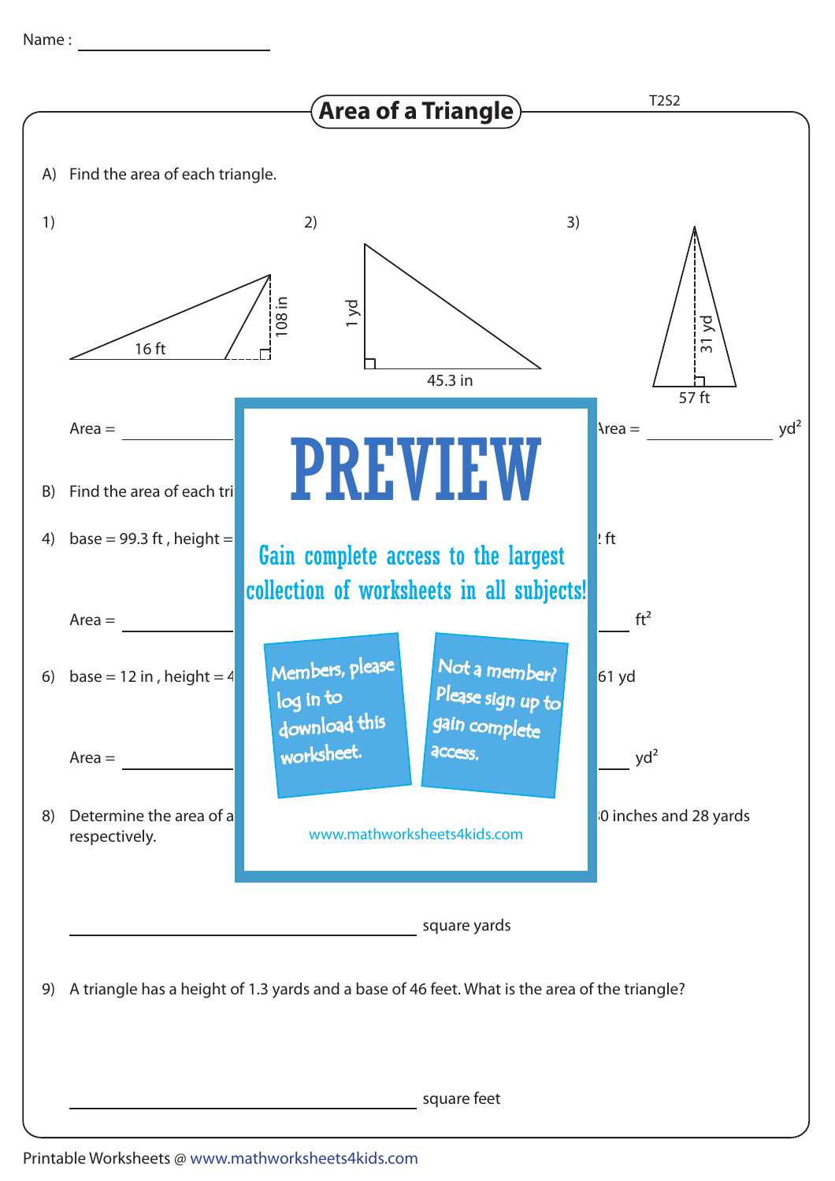Name : ____________________

# Area of a Triangle

T2S2

A) Find the area of each triangle.

1) 16 ft; 108 in

Area = ______________

2) 1 yd; 45.3 in

3) 31 yd; 57 ft

Area = ______________ $yd^2$

B) Find the area of each tri

4) base = 99.3 ft , height =

Area = ______________

ft

______________ $ft^2$

6) base = 12 in , height = 4

61 yd

Area = ______________

______________ $yd^2$

8) Determine the area of a

0 inches and 28 yards

respectively.

PREVIEW

Gain complete access to the largest collection of worksheets in all subjects!

Members, please log in to download this worksheet.

Not a member? Please sign up to gain complete access.

www.mathworksheets4kids.com

______________________________ square yards

9) A triangle has a height of 1.3 yards and a base of 46 feet. What is the area of the triangle?

______________________________ square feet

Printable Worksheets @ www.mathworksheets4kids.com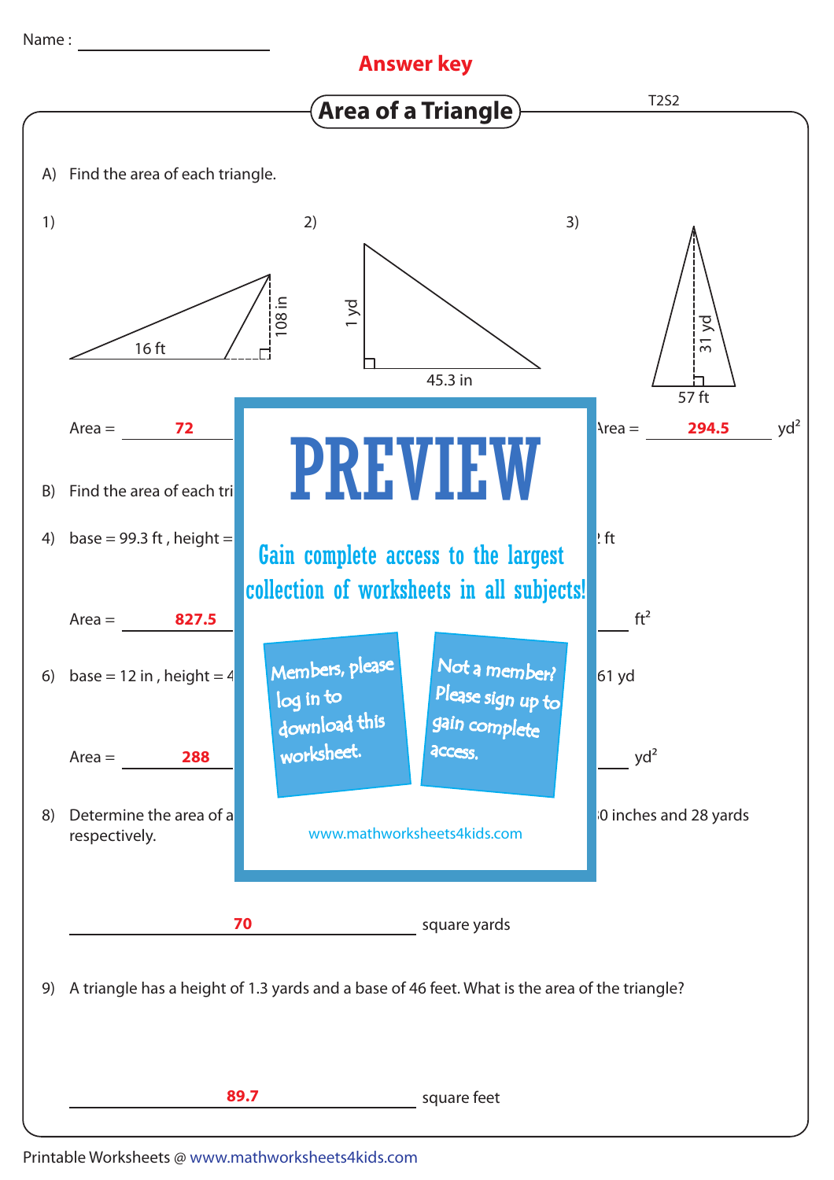Name :

**Answer key**

# Area of a Triangle

T2S2

A) Find the area of each triangle.

1)

16 ft

108 in

Area = **72**

2)

1 yd

45.3 in

3)

31 yd

57 ft

Area = **294.5** $yd^2$

B) Find the area of each tri

4) base = 99.3 ft , height =

ft

Area = **827.5**

$ft^2$

6) base = 12 in , height = 4

61 yd

Area = **288**

$yd^2$

8) Determine the area of a

0 inches and 28 yards

respectively.

**70** square yards

9) A triangle has a height of 1.3 yards and a base of 46 feet. What is the area of the triangle?

**89.7** square feet

PREVIEW

Gain complete access to the largest collection of worksheets in all subjects!

Members, please log in to download this worksheet.

Not a member? Please sign up to gain complete access.

www.mathworksheets4kids.com

Printable Worksheets @ www.mathworksheets4kids.com